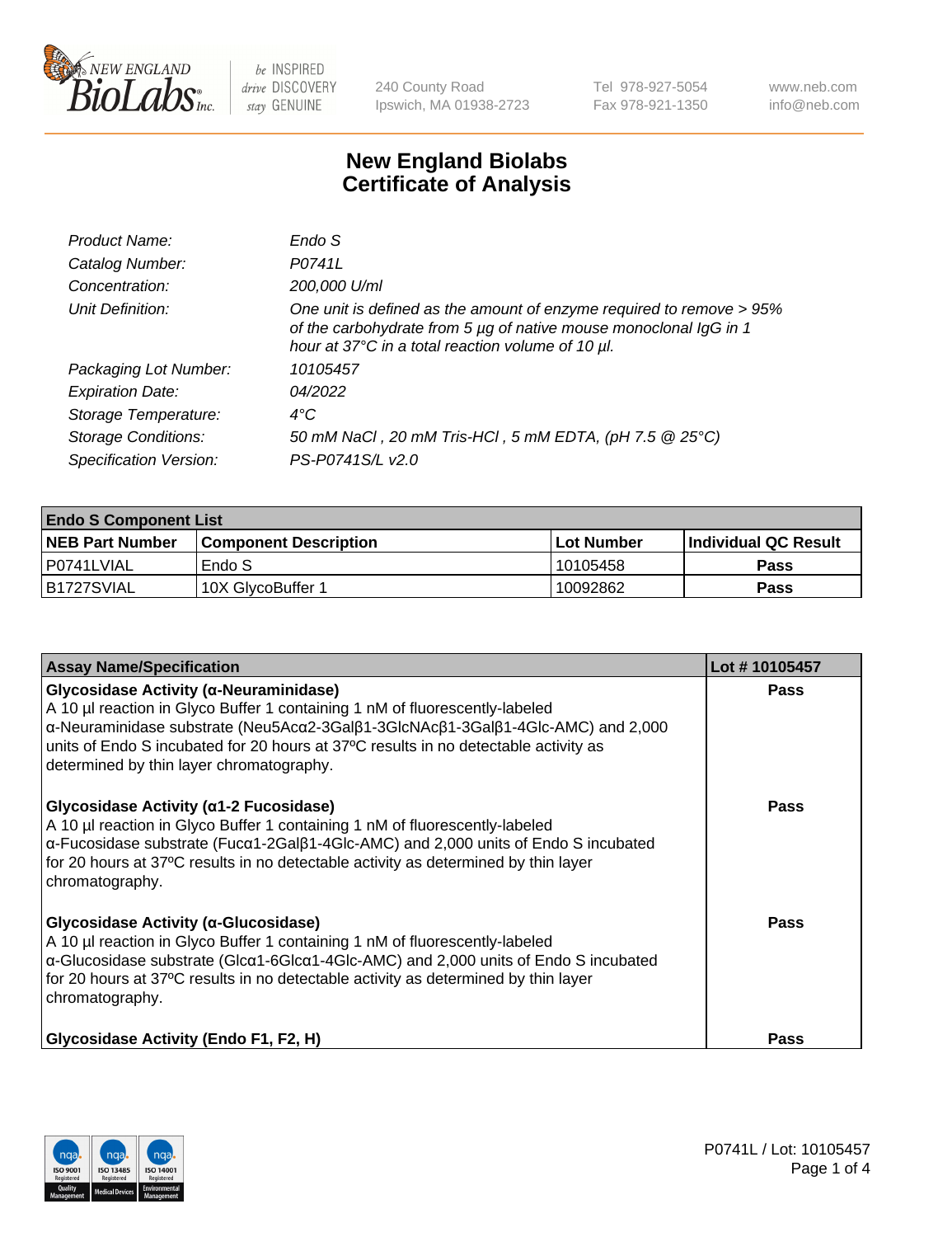# New England Biolabs Certificate of Analysis

240 County Road, Ipswich, MA 01938-2723 | Tel 978-927-5054 | Fax 978-921-1350 | www.neb.com | info@neb.com

| | |
|---|---|
| *Product Name:* | *Endo S* |
| *Catalog Number:* | *P0741L* |
| *Concentration:* | *200,000 U/ml* |
| *Unit Definition:* | *One unit is defined as the amount of enzyme required to remove > 95% of the carbohydrate from 5 µg of native mouse monoclonal IgG in 1 hour at 37°C in a total reaction volume of 10 µl.* |
| *Packaging Lot Number:* | *10105457* |
| *Expiration Date:* | *04/2022* |
| *Storage Temperature:* | *4°C* |
| *Storage Conditions:* | *50 mM NaCl , 20 mM Tris-HCl , 5 mM EDTA, (pH 7.5 @ 25°C)* |
| *Specification Version:* | *PS-P0741S/L v2.0* |

| **Endo S Component List** | | | |
|---|---|---|---|
| **NEB Part Number** | **Component Description** | **Lot Number** | **Individual QC Result** |
| P0741LVIAL | Endo S | 10105458 | **Pass** |
| B1727SVIAL | 10X GlycoBuffer 1 | 10092862 | **Pass** |

| **Assay Name/Specification** | **Lot # 10105457** |
|---|---|
| **Glycosidase Activity (α-Neuraminidase)** A 10 µl reaction in Glyco Buffer 1 containing 1 nM of fluorescently-labeled α-Neuraminidase substrate (Neu5Acα2-3Galβ1-3GlcNAcβ1-3Galβ1-4Glc-AMC) and 2,000 units of Endo S incubated for 20 hours at 37ºC results in no detectable activity as determined by thin layer chromatography. | **Pass** |
| **Glycosidase Activity (α1-2 Fucosidase)** A 10 µl reaction in Glyco Buffer 1 containing 1 nM of fluorescently-labeled α-Fucosidase substrate (Fucα1-2Galβ1-4Glc-AMC) and 2,000 units of Endo S incubated for 20 hours at 37ºC results in no detectable activity as determined by thin layer chromatography. | **Pass** |
| **Glycosidase Activity (α-Glucosidase)** A 10 µl reaction in Glyco Buffer 1 containing 1 nM of fluorescently-labeled α-Glucosidase substrate (Glcα1-6Glcα1-4Glc-AMC) and 2,000 units of Endo S incubated for 20 hours at 37ºC results in no detectable activity as determined by thin layer chromatography. | **Pass** |
| **Glycosidase Activity (Endo F1, F2, H)** | **Pass** |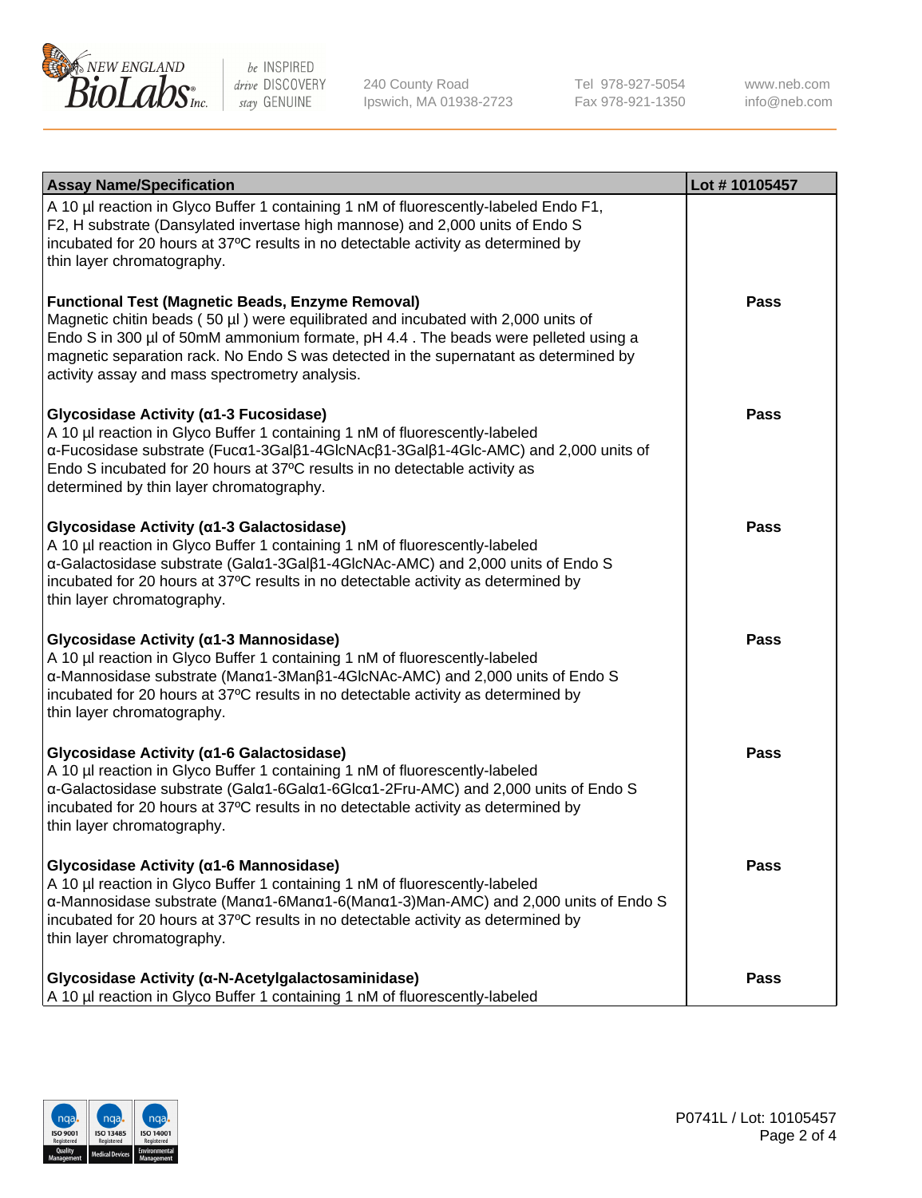| Assay Name/Specification | Lot # 10105457 |
|---|---|
| A 10 µl reaction in Glyco Buffer 1 containing 1 nM of fluorescently-labeled Endo F1, F2, H substrate (Dansylated invertase high mannose) and 2,000 units of Endo S incubated for 20 hours at 37ºC results in no detectable activity as determined by thin layer chromatography. | |
| **Functional Test (Magnetic Beads, Enzyme Removal)**<br>Magnetic chitin beads ( 50 µl ) were equilibrated and incubated with 2,000 units of Endo S in 300 µl of 50mM ammonium formate, pH 4.4 . The beads were pelleted using a magnetic separation rack. No Endo S was detected in the supernatant as determined by activity assay and mass spectrometry analysis. | **Pass** |
| **Glycosidase Activity (α1-3 Fucosidase)**<br>A 10 µl reaction in Glyco Buffer 1 containing 1 nM of fluorescently-labeled α-Fucosidase substrate (Fucα1-3Galβ1-4GlcNAcβ1-3Galβ1-4Glc-AMC) and 2,000 units of Endo S incubated for 20 hours at 37ºC results in no detectable activity as determined by thin layer chromatography. | **Pass** |
| **Glycosidase Activity (α1-3 Galactosidase)**<br>A 10 µl reaction in Glyco Buffer 1 containing 1 nM of fluorescently-labeled α-Galactosidase substrate (Galα1-3Galβ1-4GlcNAc-AMC) and 2,000 units of Endo S incubated for 20 hours at 37ºC results in no detectable activity as determined by thin layer chromatography. | **Pass** |
| **Glycosidase Activity (α1-3 Mannosidase)**<br>A 10 µl reaction in Glyco Buffer 1 containing 1 nM of fluorescently-labeled α-Mannosidase substrate (Manα1-3Manβ1-4GlcNAc-AMC) and 2,000 units of Endo S incubated for 20 hours at 37ºC results in no detectable activity as determined by thin layer chromatography. | **Pass** |
| **Glycosidase Activity (α1-6 Galactosidase)**<br>A 10 µl reaction in Glyco Buffer 1 containing 1 nM of fluorescently-labeled α-Galactosidase substrate (Galα1-6Galα1-6Glcα1-2Fru-AMC) and 2,000 units of Endo S incubated for 20 hours at 37ºC results in no detectable activity as determined by thin layer chromatography. | **Pass** |
| **Glycosidase Activity (α1-6 Mannosidase)**<br>A 10 µl reaction in Glyco Buffer 1 containing 1 nM of fluorescently-labeled α-Mannosidase substrate (Manα1-6Manα1-6(Manα1-3)Man-AMC) and 2,000 units of Endo S incubated for 20 hours at 37ºC results in no detectable activity as determined by thin layer chromatography. | **Pass** |
| **Glycosidase Activity (α-N-Acetylgalactosaminidase)**<br>A 10 µl reaction in Glyco Buffer 1 containing 1 nM of fluorescently-labeled | **Pass** |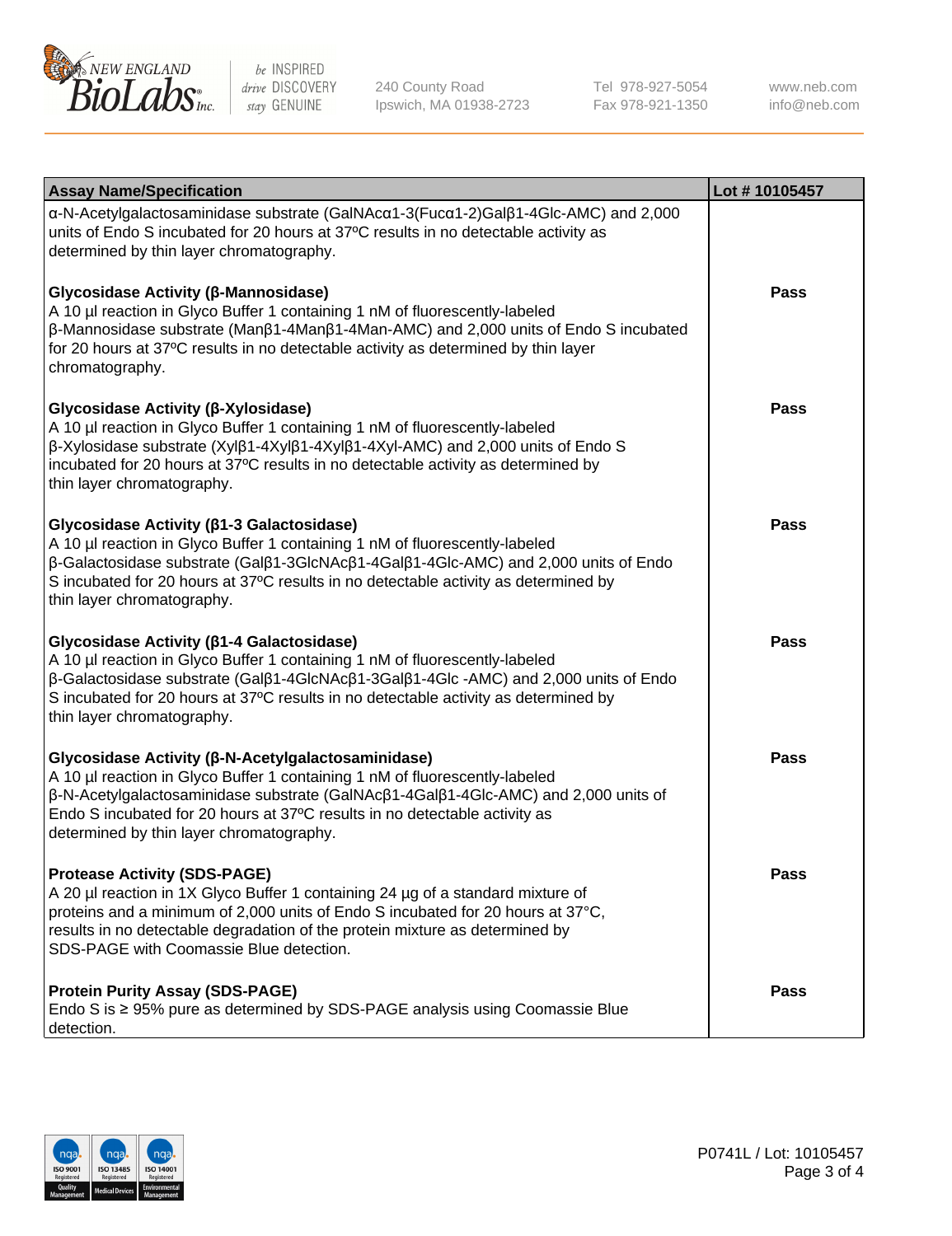| Assay Name/Specification | Lot # 10105457 |
| --- | --- |
| α-N-Acetylgalactosaminidase substrate (GalNAcα1-3(Fucα1-2)Galβ1-4Glc-AMC) and 2,000 units of Endo S incubated for 20 hours at 37ºC results in no detectable activity as determined by thin layer chromatography. | |
| **Glycosidase Activity (β-Mannosidase)**<br>A 10 µl reaction in Glyco Buffer 1 containing 1 nM of fluorescently-labeled β-Mannosidase substrate (Manβ1-4Manβ1-4Man-AMC) and 2,000 units of Endo S incubated for 20 hours at 37ºC results in no detectable activity as determined by thin layer chromatography. | **Pass** |
| **Glycosidase Activity (β-Xylosidase)**<br>A 10 µl reaction in Glyco Buffer 1 containing 1 nM of fluorescently-labeled β-Xylosidase substrate (Xylβ1-4Xylβ1-4Xylβ1-4Xyl-AMC) and 2,000 units of Endo S incubated for 20 hours at 37ºC results in no detectable activity as determined by thin layer chromatography. | **Pass** |
| **Glycosidase Activity (β1-3 Galactosidase)**<br>A 10 µl reaction in Glyco Buffer 1 containing 1 nM of fluorescently-labeled β-Galactosidase substrate (Galβ1-3GlcNAcβ1-4Galβ1-4Glc-AMC) and 2,000 units of Endo S incubated for 20 hours at 37ºC results in no detectable activity as determined by thin layer chromatography. | **Pass** |
| **Glycosidase Activity (β1-4 Galactosidase)**<br>A 10 µl reaction in Glyco Buffer 1 containing 1 nM of fluorescently-labeled β-Galactosidase substrate (Galβ1-4GlcNAcβ1-3Galβ1-4Glc -AMC) and 2,000 units of Endo S incubated for 20 hours at 37ºC results in no detectable activity as determined by thin layer chromatography. | **Pass** |
| **Glycosidase Activity (β-N-Acetylgalactosaminidase)**<br>A 10 µl reaction in Glyco Buffer 1 containing 1 nM of fluorescently-labeled β-N-Acetylgalactosaminidase substrate (GalNAcβ1-4Galβ1-4Glc-AMC) and 2,000 units of Endo S incubated for 20 hours at 37ºC results in no detectable activity as determined by thin layer chromatography. | **Pass** |
| **Protease Activity (SDS-PAGE)**<br>A 20 µl reaction in 1X Glyco Buffer 1 containing 24 µg of a standard mixture of proteins and a minimum of 2,000 units of Endo S incubated for 20 hours at 37°C, results in no detectable degradation of the protein mixture as determined by SDS-PAGE with Coomassie Blue detection. | **Pass** |
| **Protein Purity Assay (SDS-PAGE)**<br>Endo S is ≥ 95% pure as determined by SDS-PAGE analysis using Coomassie Blue detection. | **Pass** |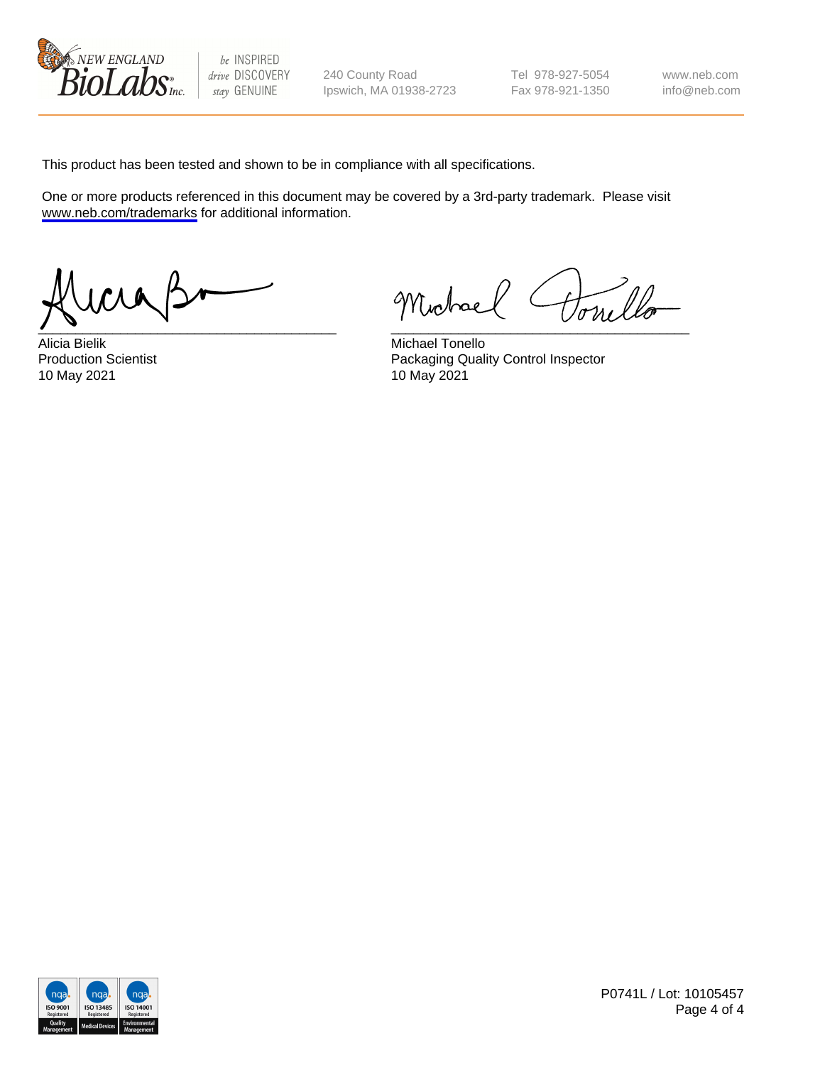This product has been tested and shown to be in compliance with all specifications.

One or more products referenced in this document may be covered by a 3rd-party trademark. Please visit www.neb.com/trademarks for additional information.

Alicia Bielik
Production Scientist
10 May 2021

Michael Tonello
Packaging Quality Control Inspector
10 May 2021

P0741L / Lot: 10105457